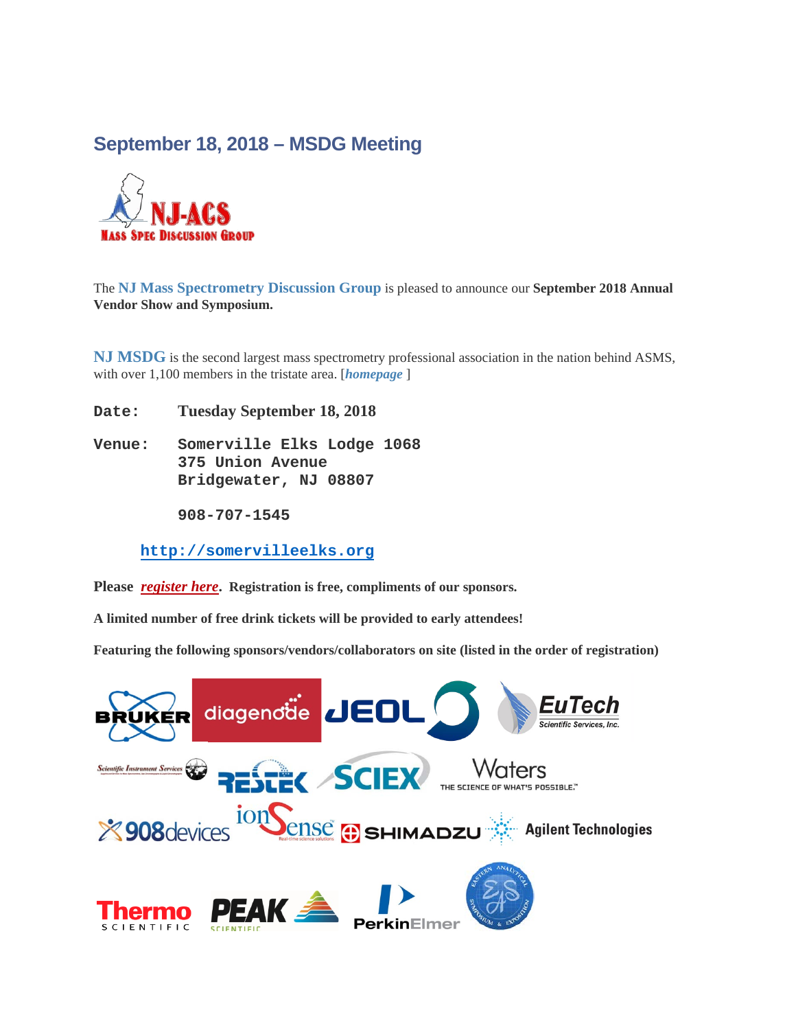## September 18, 2018 – MSDG Meeting

NJ-ACS
MASS SPEC DISCUSSION GROUP

The **NJ Mass Spectrometry Discussion Group** is pleased to announce our **September 2018 Annual Vendor Show and Symposium.**

**NJ MSDG** is the second largest mass spectrometry professional association in the nation behind ASMS, with over 1,100 members in the tristate area. [***homepage*** ]

**Date:** **Tuesday September 18, 2018**

**Venue:** **Somerville Elks Lodge 1068**
**375 Union Avenue**
**Bridgewater, NJ 08807**

**908-707-1545**

**http://somervilleelks.org**

**Please *register here*. Registration is free, compliments of our sponsors.**

**A limited number of free drink tickets will be provided to early attendees!**

**Featuring the following sponsors/vendors/collaborators on site (listed in the order of registration)**

BRUKER, diagenode, JEOL, EuTech Scientific Services, Inc., Scientific Instrument Services, RESTEK, SCIEX, Waters THE SCIENCE OF WHAT'S POSSIBLE., 908devices, ionSense Real-time science solutions, SHIMADZU, Agilent Technologies, Thermo SCIENTIFIC, PEAK SCIENTIFIC, PerkinElmer, Eastern Analytical Symposium & Exposition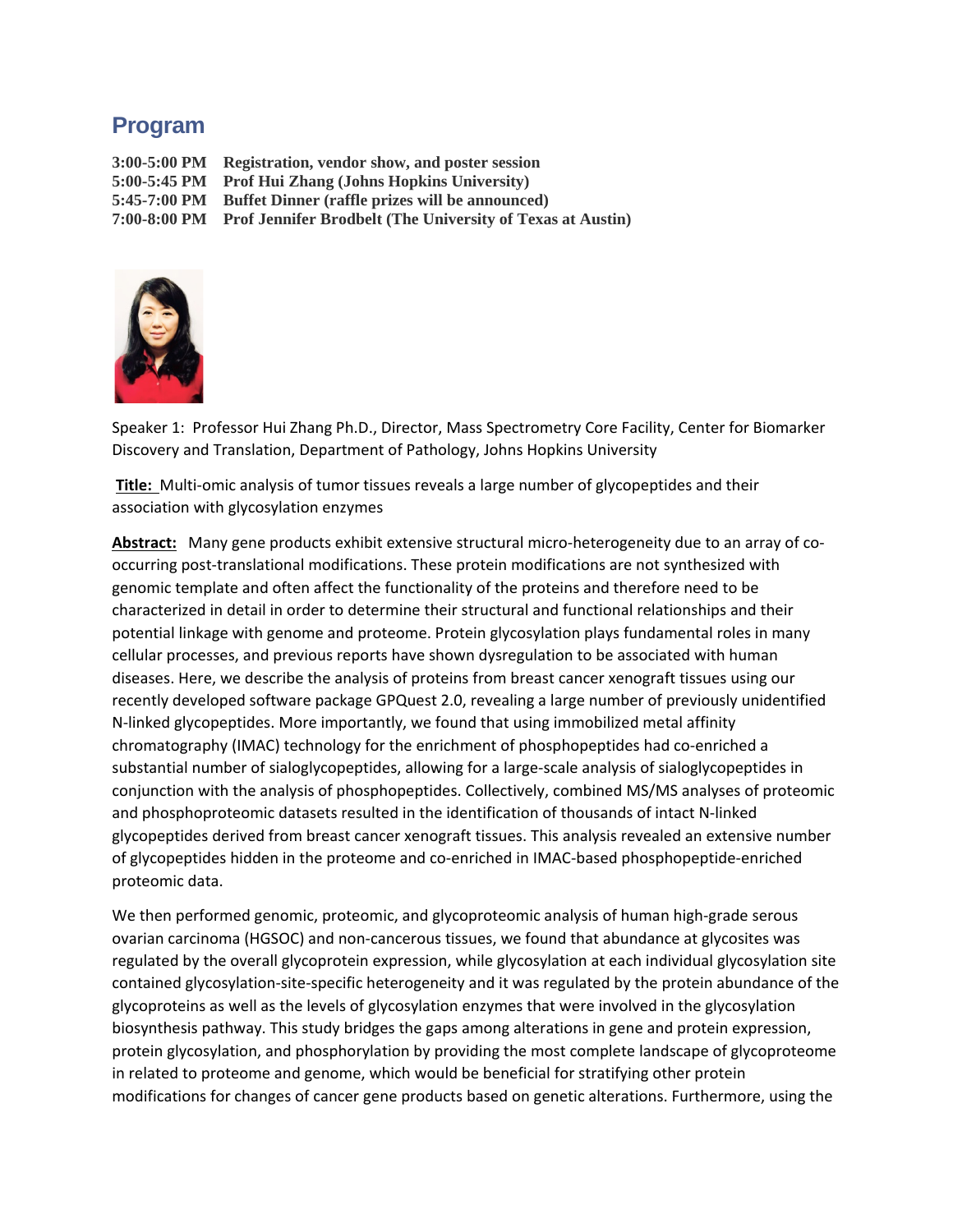## Program

**3:00-5:00 PM Registration, vendor show, and poster session**
**5:00-5:45 PM Prof Hui Zhang (Johns Hopkins University)**
**5:45-7:00 PM Buffet Dinner (raffle prizes will be announced)**
**7:00-8:00 PM Prof Jennifer Brodbelt (The University of Texas at Austin)**

Speaker 1: Professor Hui Zhang Ph.D., Director, Mass Spectrometry Core Facility, Center for Biomarker Discovery and Translation, Department of Pathology, Johns Hopkins University

**Title:** Multi-omic analysis of tumor tissues reveals a large number of glycopeptides and their association with glycosylation enzymes

**Abstract:** Many gene products exhibit extensive structural micro-heterogeneity due to an array of co-occurring post-translational modifications. These protein modifications are not synthesized with genomic template and often affect the functionality of the proteins and therefore need to be characterized in detail in order to determine their structural and functional relationships and their potential linkage with genome and proteome. Protein glycosylation plays fundamental roles in many cellular processes, and previous reports have shown dysregulation to be associated with human diseases. Here, we describe the analysis of proteins from breast cancer xenograft tissues using our recently developed software package GPQuest 2.0, revealing a large number of previously unidentified N-linked glycopeptides. More importantly, we found that using immobilized metal affinity chromatography (IMAC) technology for the enrichment of phosphopeptides had co-enriched a substantial number of sialoglycopeptides, allowing for a large-scale analysis of sialoglycopeptides in conjunction with the analysis of phosphopeptides. Collectively, combined MS/MS analyses of proteomic and phosphoproteomic datasets resulted in the identification of thousands of intact N-linked glycopeptides derived from breast cancer xenograft tissues. This analysis revealed an extensive number of glycopeptides hidden in the proteome and co-enriched in IMAC-based phosphopeptide-enriched proteomic data.

We then performed genomic, proteomic, and glycoproteomic analysis of human high-grade serous ovarian carcinoma (HGSOC) and non-cancerous tissues, we found that abundance at glycosites was regulated by the overall glycoprotein expression, while glycosylation at each individual glycosylation site contained glycosylation-site-specific heterogeneity and it was regulated by the protein abundance of the glycoproteins as well as the levels of glycosylation enzymes that were involved in the glycosylation biosynthesis pathway. This study bridges the gaps among alterations in gene and protein expression, protein glycosylation, and phosphorylation by providing the most complete landscape of glycoproteome in related to proteome and genome, which would be beneficial for stratifying other protein modifications for changes of cancer gene products based on genetic alterations. Furthermore, using the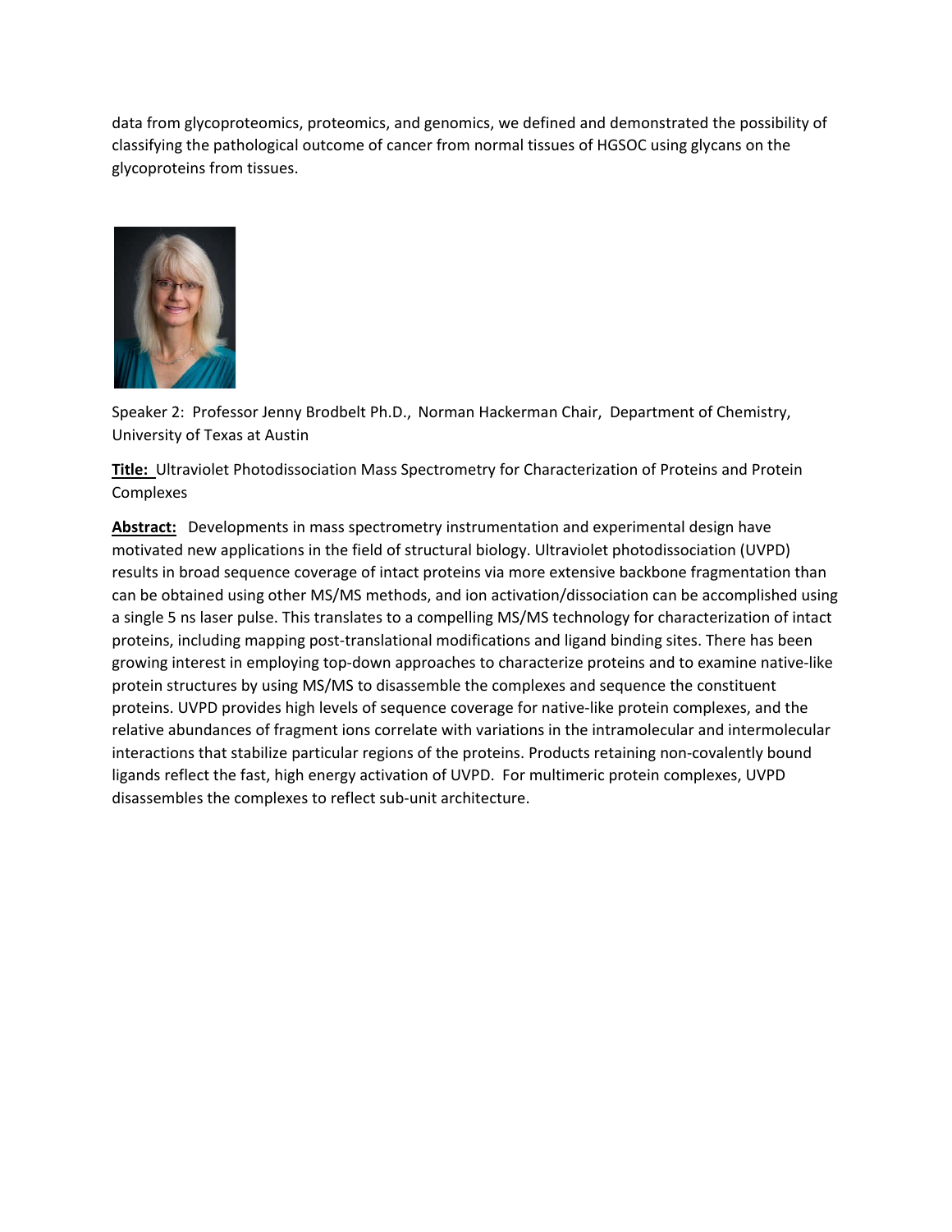data from glycoproteomics, proteomics, and genomics, we defined and demonstrated the possibility of classifying the pathological outcome of cancer from normal tissues of HGSOC using glycans on the glycoproteins from tissues.

Speaker 2: Professor Jenny Brodbelt Ph.D., Norman Hackerman Chair, Department of Chemistry, University of Texas at Austin

**Title:** Ultraviolet Photodissociation Mass Spectrometry for Characterization of Proteins and Protein Complexes

**Abstract:** Developments in mass spectrometry instrumentation and experimental design have motivated new applications in the field of structural biology. Ultraviolet photodissociation (UVPD) results in broad sequence coverage of intact proteins via more extensive backbone fragmentation than can be obtained using other MS/MS methods, and ion activation/dissociation can be accomplished using a single 5 ns laser pulse. This translates to a compelling MS/MS technology for characterization of intact proteins, including mapping post-translational modifications and ligand binding sites. There has been growing interest in employing top-down approaches to characterize proteins and to examine native-like protein structures by using MS/MS to disassemble the complexes and sequence the constituent proteins. UVPD provides high levels of sequence coverage for native-like protein complexes, and the relative abundances of fragment ions correlate with variations in the intramolecular and intermolecular interactions that stabilize particular regions of the proteins. Products retaining non-covalently bound ligands reflect the fast, high energy activation of UVPD. For multimeric protein complexes, UVPD disassembles the complexes to reflect sub-unit architecture.